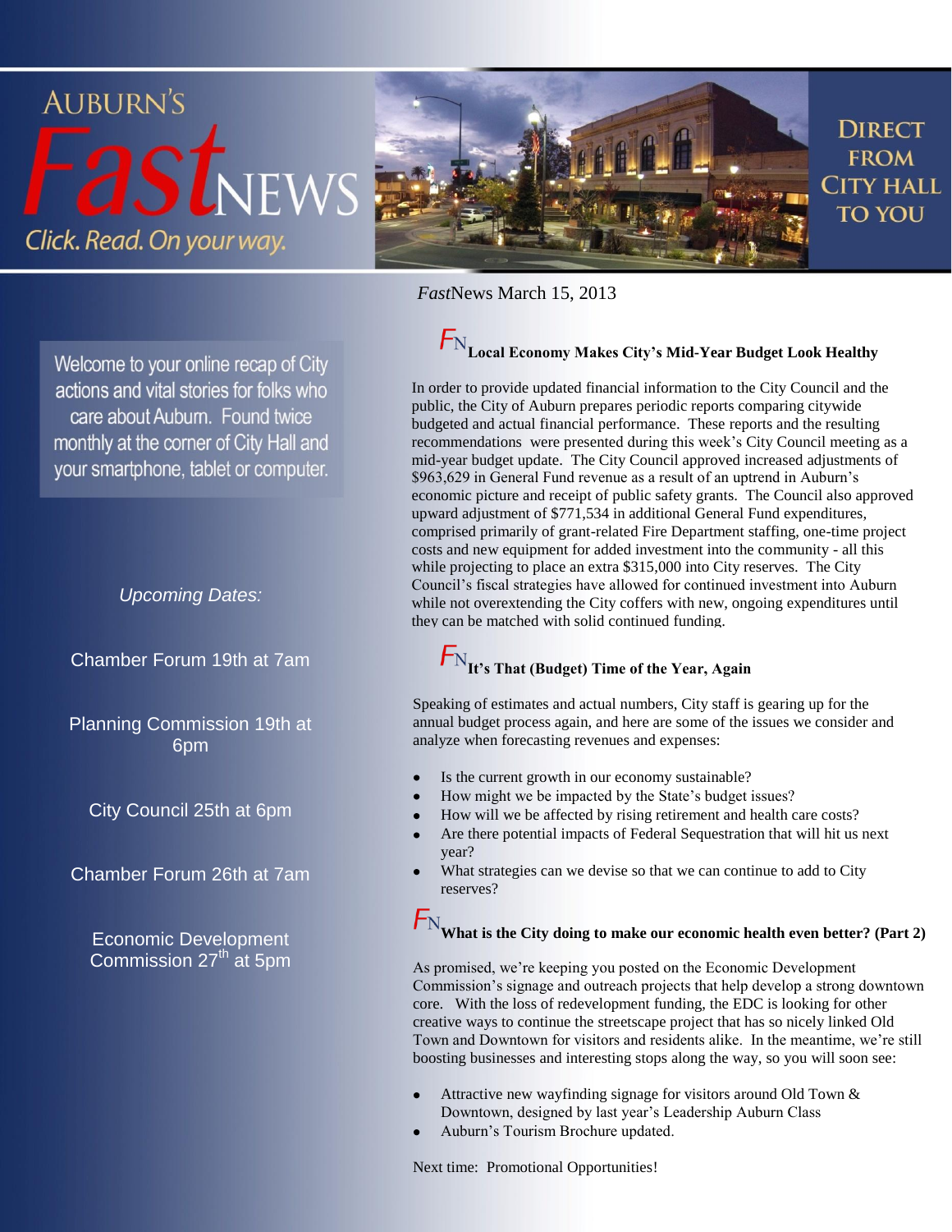# AUBURN'S *Fast*NEWS

*Click. Read. On your way.*

DIRECT FROM CITY HALL TO YOU

Welcome to your online recap of City actions and vital stories for folks who care about Auburn. Found twice monthly at the corner of City Hall and your smartphone, tablet or computer.

*Upcoming Dates:*

Chamber Forum 19th at 7am

Planning Commission 19th at 6pm

City Council 25th at 6pm

Chamber Forum 26th at 7am

Economic Development Commission 27th at 5pm

*Fast*News March 15, 2013

## FN Local Economy Makes City's Mid-Year Budget Look Healthy

In order to provide updated financial information to the City Council and the public, the City of Auburn prepares periodic reports comparing citywide budgeted and actual financial performance. These reports and the resulting recommendations were presented during this week's City Council meeting as a mid-year budget update. The City Council approved increased adjustments of $963,629 in General Fund revenue as a result of an uptrend in Auburn's economic picture and receipt of public safety grants. The Council also approved upward adjustment of $771,534 in additional General Fund expenditures, comprised primarily of grant-related Fire Department staffing, one-time project costs and new equipment for added investment into the community - all this while projecting to place an extra $315,000 into City reserves. The City Council's fiscal strategies have allowed for continued investment into Auburn while not overextending the City coffers with new, ongoing expenditures until they can be matched with solid continued funding.

## FN It's That (Budget) Time of the Year, Again

Speaking of estimates and actual numbers, City staff is gearing up for the annual budget process again, and here are some of the issues we consider and analyze when forecasting revenues and expenses:

- Is the current growth in our economy sustainable?
- How might we be impacted by the State's budget issues?
- How will we be affected by rising retirement and health care costs?
- Are there potential impacts of Federal Sequestration that will hit us next year?
- What strategies can we devise so that we can continue to add to City reserves?

## FN What is the City doing to make our economic health even better? (Part 2)

As promised, we're keeping you posted on the Economic Development Commission's signage and outreach projects that help develop a strong downtown core. With the loss of redevelopment funding, the EDC is looking for other creative ways to continue the streetscape project that has so nicely linked Old Town and Downtown for visitors and residents alike. In the meantime, we're still boosting businesses and interesting stops along the way, so you will soon see:

- Attractive new wayfinding signage for visitors around Old Town & Downtown, designed by last year's Leadership Auburn Class
- Auburn's Tourism Brochure updated.

Next time: Promotional Opportunities!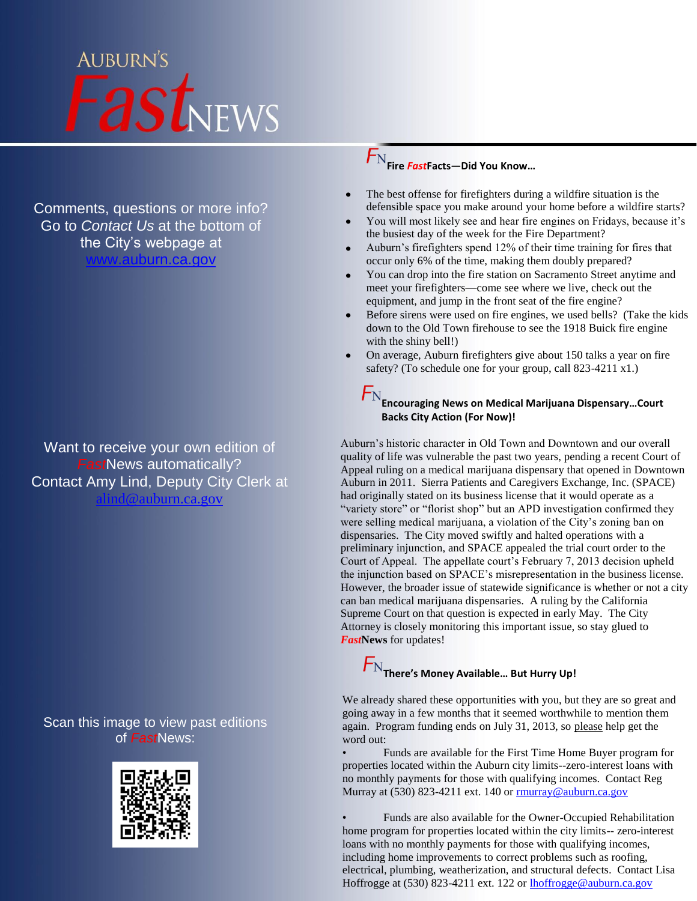# AUBURN'S *Fast*NEWS

Comments, questions or more info? Go to *Contact Us* at the bottom of the City's webpage at www.auburn.ca.gov

Want to receive your own edition of *Fast*News automatically? Contact Amy Lind, Deputy City Clerk at alind@auburn.ca.gov

Scan this image to view past editions of *Fast*News:

## Fire *Fast*Facts—Did You Know…

- The best offense for firefighters during a wildfire situation is the defensible space you make around your home before a wildfire starts?
- You will most likely see and hear fire engines on Fridays, because it's the busiest day of the week for the Fire Department?
- Auburn's firefighters spend 12% of their time training for fires that occur only 6% of the time, making them doubly prepared?
- You can drop into the fire station on Sacramento Street anytime and meet your firefighters—come see where we live, check out the equipment, and jump in the front seat of the fire engine?
- Before sirens were used on fire engines, we used bells? (Take the kids down to the Old Town firehouse to see the 1918 Buick fire engine with the shiny bell!)
- On average, Auburn firefighters give about 150 talks a year on fire safety? (To schedule one for your group, call 823-4211 x1.)

## Encouraging News on Medical Marijuana Dispensary…Court Backs City Action (For Now)!

Auburn's historic character in Old Town and Downtown and our overall quality of life was vulnerable the past two years, pending a recent Court of Appeal ruling on a medical marijuana dispensary that opened in Downtown Auburn in 2011. Sierra Patients and Caregivers Exchange, Inc. (SPACE) had originally stated on its business license that it would operate as a "variety store" or "florist shop" but an APD investigation confirmed they were selling medical marijuana, a violation of the City's zoning ban on dispensaries. The City moved swiftly and halted operations with a preliminary injunction, and SPACE appealed the trial court order to the Court of Appeal. The appellate court's February 7, 2013 decision upheld the injunction based on SPACE's misrepresentation in the business license. However, the broader issue of statewide significance is whether or not a city can ban medical marijuana dispensaries. A ruling by the California Supreme Court on that question is expected in early May. The City Attorney is closely monitoring this important issue, so stay glued to ***Fast*News** for updates!

## There's Money Available… But Hurry Up!

We already shared these opportunities with you, but they are so great and going away in a few months that it seemed worthwhile to mention them again. Program funding ends on July 31, 2013, so please help get the word out:

- Funds are available for the First Time Home Buyer program for properties located within the Auburn city limits--zero-interest loans with no monthly payments for those with qualifying incomes. Contact Reg Murray at (530) 823-4211 ext. 140 or rmurray@auburn.ca.gov

- Funds are also available for the Owner-Occupied Rehabilitation home program for properties located within the city limits-- zero-interest loans with no monthly payments for those with qualifying incomes, including home improvements to correct problems such as roofing, electrical, plumbing, weatherization, and structural defects. Contact Lisa Hoffrogge at (530) 823-4211 ext. 122 or lhoffrogge@auburn.ca.gov